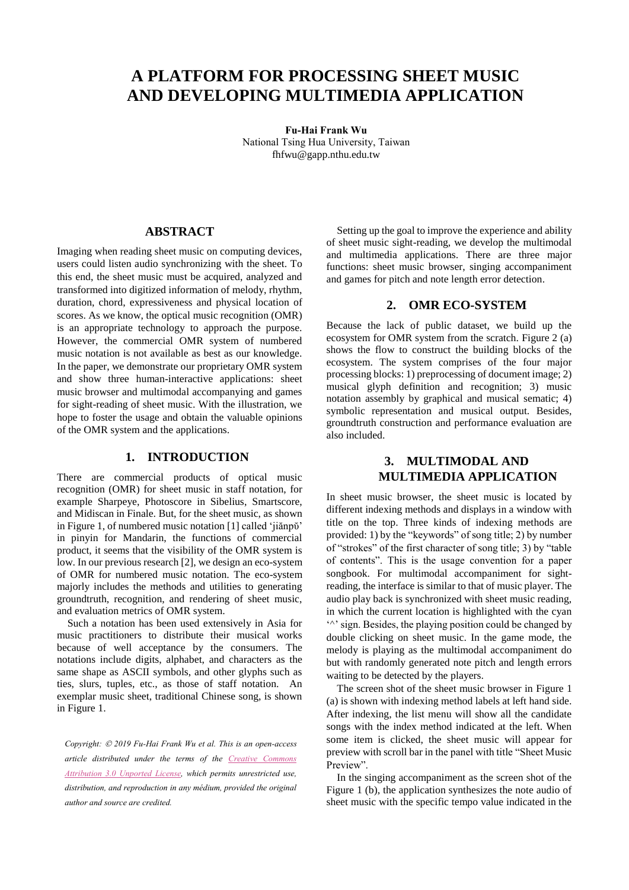# A PLATFORM FOR PROCESSING SHEET MUSIC AND DEVELOPING MULTIMEDIA APPLICATION

**Fu-Hai Frank Wu**
National Tsing Hua University, Taiwan
fhfwu@gapp.nthu.edu.tw

## ABSTRACT

Imaging when reading sheet music on computing devices, users could listen audio synchronizing with the sheet. To this end, the sheet music must be acquired, analyzed and transformed into digitized information of melody, rhythm, duration, chord, expressiveness and physical location of scores. As we know, the optical music recognition (OMR) is an appropriate technology to approach the purpose. However, the commercial OMR system of numbered music notation is not available as best as our knowledge. In the paper, we demonstrate our proprietary OMR system and show three human-interactive applications: sheet music browser and multimodal accompanying and games for sight-reading of sheet music. With the illustration, we hope to foster the usage and obtain the valuable opinions of the OMR system and the applications.

## 1. INTRODUCTION

There are commercial products of optical music recognition (OMR) for sheet music in staff notation, for example Sharpeye, Photoscore in Sibelius, Smartscore, and Midiscan in Finale. But, for the sheet music, as shown in Figure 1, of numbered music notation [1] called 'jiǎnpǔ' in pinyin for Mandarin, the functions of commercial product, it seems that the visibility of the OMR system is low. In our previous research [2], we design an eco-system of OMR for numbered music notation. The eco-system majorly includes the methods and utilities to generating groundtruth, recognition, and rendering of sheet music, and evaluation metrics of OMR system.

Such a notation has been used extensively in Asia for music practitioners to distribute their musical works because of well acceptance by the consumers. The notations include digits, alphabet, and characters as the same shape as ASCII symbols, and other glyphs such as ties, slurs, tuples, etc., as those of staff notation. An exemplar music sheet, traditional Chinese song, is shown in Figure 1.

*Copyright: © 2019 Fu-Hai Frank Wu et al. This is an open-access article distributed under the terms of the Creative Commons Attribution 3.0 Unported License, which permits unrestricted use, distribution, and reproduction in any médium, provided the original author and source are credited.*

Setting up the goal to improve the experience and ability of sheet music sight-reading, we develop the multimodal and multimedia applications. There are three major functions: sheet music browser, singing accompaniment and games for pitch and note length error detection.

## 2. OMR ECO-SYSTEM

Because the lack of public dataset, we build up the ecosystem for OMR system from the scratch. Figure 2 (a) shows the flow to construct the building blocks of the ecosystem. The system comprises of the four major processing blocks: 1) preprocessing of document image; 2) musical glyph definition and recognition; 3) music notation assembly by graphical and musical sematic; 4) symbolic representation and musical output. Besides, groundtruth construction and performance evaluation are also included.

## 3. MULTIMODAL AND MULTIMEDIA APPLICATION

In sheet music browser, the sheet music is located by different indexing methods and displays in a window with title on the top. Three kinds of indexing methods are provided: 1) by the "keywords" of song title; 2) by number of "strokes" of the first character of song title; 3) by "table of contents". This is the usage convention for a paper songbook. For multimodal accompaniment for sight-reading, the interface is similar to that of music player. The audio play back is synchronized with sheet music reading, in which the current location is highlighted with the cyan '^' sign. Besides, the playing position could be changed by double clicking on sheet music. In the game mode, the melody is playing as the multimodal accompaniment do but with randomly generated note pitch and length errors waiting to be detected by the players.

The screen shot of the sheet music browser in Figure 1 (a) is shown with indexing method labels at left hand side. After indexing, the list menu will show all the candidate songs with the index method indicated at the left. When some item is clicked, the sheet music will appear for preview with scroll bar in the panel with title "Sheet Music Preview".

In the singing accompaniment as the screen shot of the Figure 1 (b), the application synthesizes the note audio of sheet music with the specific tempo value indicated in the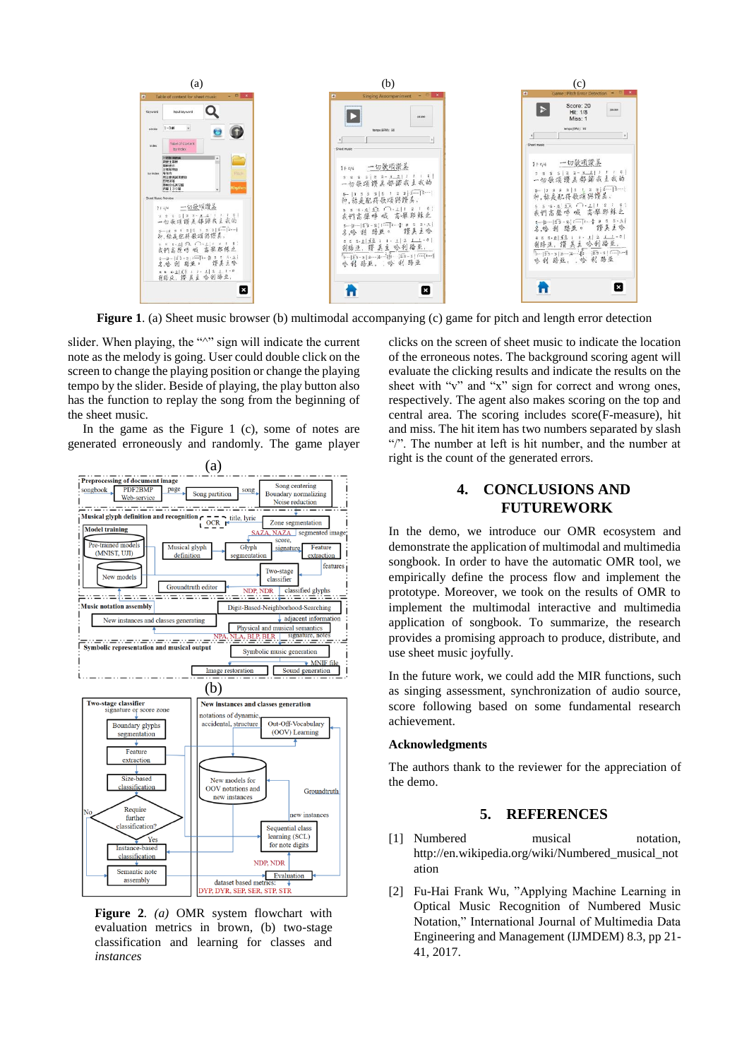(a)

(b)

(c)

**Figure 1**. (a) Sheet music browser (b) multimodal accompanying (c) game for pitch and length error detection

slider. When playing, the "^" sign will indicate the current note as the melody is going. User could double click on the screen to change the playing position or change the playing tempo by the slider. Beside of playing, the play button also has the function to replay the song from the beginning of the sheet music.

In the game as the Figure 1 (c), some of notes are generated erroneously and randomly. The game player clicks on the screen of sheet music to indicate the location of the erroneous notes. The background scoring agent will evaluate the clicking results and indicate the results on the sheet with "v" and "x" sign for correct and wrong ones, respectively. The agent also makes scoring on the top and central area. The scoring includes score(F-measure), hit and miss. The hit item has two numbers separated by slash "/". The number at left is hit number, and the number at right is the count of the generated errors.

(a)

(b)

**Figure 2**. *(a)* OMR system flowchart with evaluation metrics in brown, (b) two-stage classification and learning for classes and *instances*

## 4. CONCLUSIONS AND FUTUREWORK

In the demo, we introduce our OMR ecosystem and demonstrate the application of multimodal and multimedia songbook. In order to have the automatic OMR tool, we empirically define the process flow and implement the prototype. Moreover, we took on the results of OMR to implement the multimodal interactive and multimedia application of songbook. To summarize, the research provides a promising approach to produce, distribute, and use sheet music joyfully.

In the future work, we could add the MIR functions, such as singing assessment, synchronization of audio source, score following based on some fundamental research achievement.

### Acknowledgments

The authors thank to the reviewer for the appreciation of the demo.

## 5. REFERENCES

[1] Numbered musical notation, http://en.wikipedia.org/wiki/Numbered_musical_notation

[2] Fu-Hai Frank Wu, "Applying Machine Learning in Optical Music Recognition of Numbered Music Notation," International Journal of Multimedia Data Engineering and Management (IJMDEM) 8.3, pp 21-41, 2017.